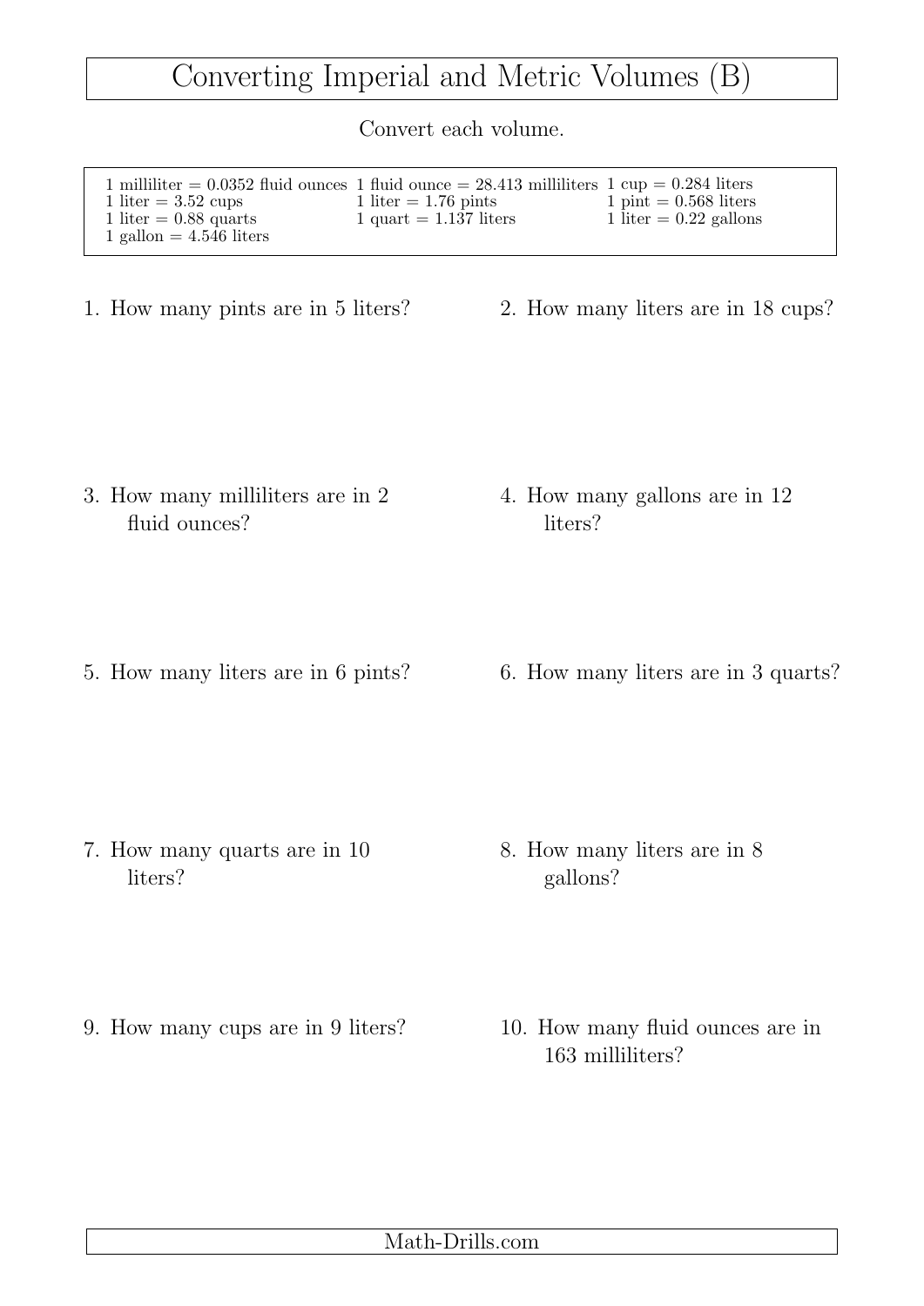# Converting Imperial and Metric Volumes (B)

Convert each volume.

| | | |
|---|---|---|
| 1 milliliter = 0.0352 fluid ounces | 1 fluid ounce = 28.413 milliliters | 1 cup = 0.284 liters |
| 1 liter = 3.52 cups | 1 liter = 1.76 pints | 1 pint = 0.568 liters |
| 1 liter = 0.88 quarts | 1 quart = 1.137 liters | 1 liter = 0.22 gallons |
| 1 gallon = 4.546 liters | | |

1. How many pints are in 5 liters?

2. How many liters are in 18 cups?

3. How many milliliters are in 2 fluid ounces?

4. How many gallons are in 12 liters?

5. How many liters are in 6 pints?

6. How many liters are in 3 quarts?

7. How many quarts are in 10 liters?

8. How many liters are in 8 gallons?

9. How many cups are in 9 liters?

10. How many fluid ounces are in 163 milliliters?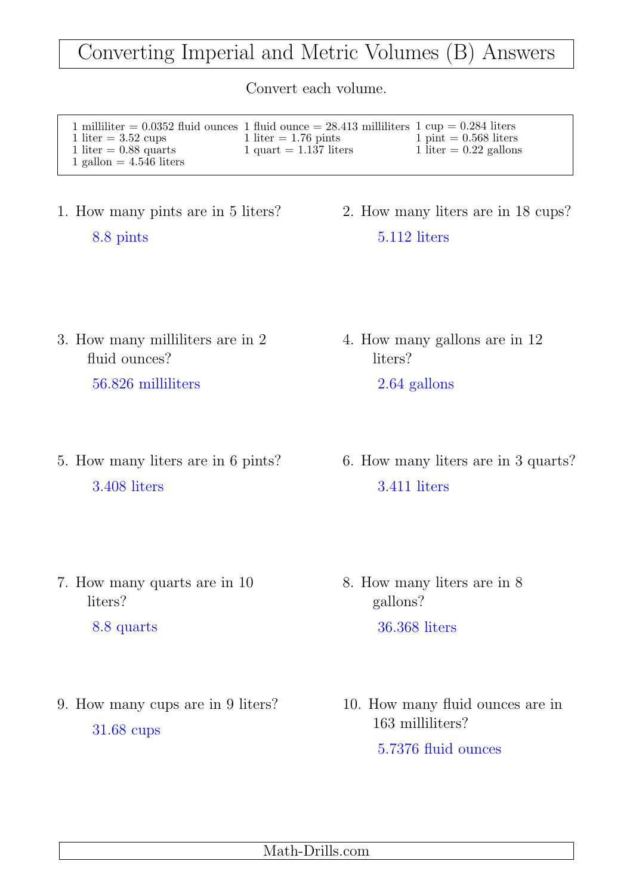# Converting Imperial and Metric Volumes (B) Answers

Convert each volume.

| | | |
|---|---|---|
| 1 milliliter = 0.0352 fluid ounces | 1 fluid ounce = 28.413 milliliters | 1 cup = 0.284 liters |
| 1 liter = 3.52 cups | 1 liter = 1.76 pints | 1 pint = 0.568 liters |
| 1 liter = 0.88 quarts | 1 quart = 1.137 liters | 1 liter = 0.22 gallons |
| 1 gallon = 4.546 liters | | |

1. How many pints are in 5 liters?

   8.8 pints

2. How many liters are in 18 cups?

   5.112 liters

3. How many milliliters are in 2 fluid ounces?

   56.826 milliliters

4. How many gallons are in 12 liters?

   2.64 gallons

5. How many liters are in 6 pints?

   3.408 liters

6. How many liters are in 3 quarts?

   3.411 liters

7. How many quarts are in 10 liters?

   8.8 quarts

8. How many liters are in 8 gallons?

   36.368 liters

9. How many cups are in 9 liters?

   31.68 cups

10. How many fluid ounces are in 163 milliliters?

    5.7376 fluid ounces